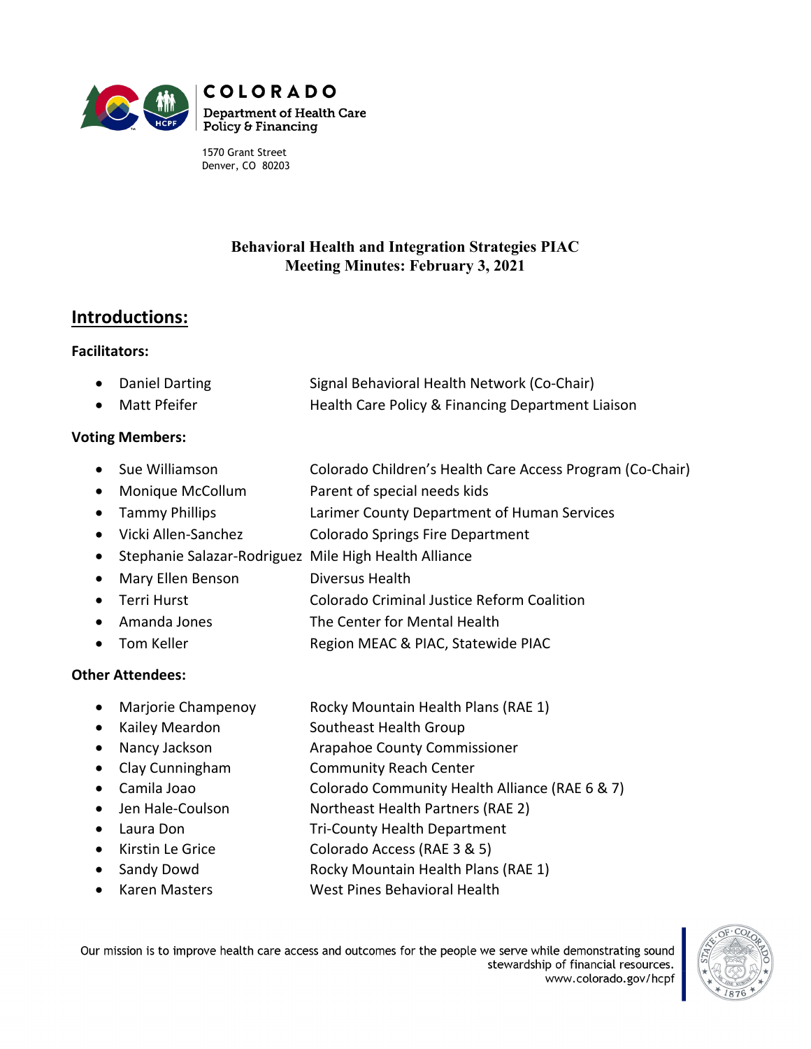COLORADO

Department of Health Care Policy & Financing

1570 Grant Street
Denver, CO 80203

# Behavioral Health and Integration Strategies PIAC
# Meeting Minutes: February 3, 2021

## Introductions:

**Facilitators:**

- Daniel Darting — Signal Behavioral Health Network (Co-Chair)
- Matt Pfeifer — Health Care Policy & Financing Department Liaison

**Voting Members:**

- Sue Williamson — Colorado Children's Health Care Access Program (Co-Chair)
- Monique McCollum — Parent of special needs kids
- Tammy Phillips — Larimer County Department of Human Services
- Vicki Allen-Sanchez — Colorado Springs Fire Department
- Stephanie Salazar-Rodriguez — Mile High Health Alliance
- Mary Ellen Benson — Diversus Health
- Terri Hurst — Colorado Criminal Justice Reform Coalition
- Amanda Jones — The Center for Mental Health
- Tom Keller — Region MEAC & PIAC, Statewide PIAC

**Other Attendees:**

- Marjorie Champenoy — Rocky Mountain Health Plans (RAE 1)
- Kailey Meardon — Southeast Health Group
- Nancy Jackson — Arapahoe County Commissioner
- Clay Cunningham — Community Reach Center
- Camila Joao — Colorado Community Health Alliance (RAE 6 & 7)
- Jen Hale-Coulson — Northeast Health Partners (RAE 2)
- Laura Don — Tri-County Health Department
- Kirstin Le Grice — Colorado Access (RAE 3 & 5)
- Sandy Dowd — Rocky Mountain Health Plans (RAE 1)
- Karen Masters — West Pines Behavioral Health

Our mission is to improve health care access and outcomes for the people we serve while demonstrating sound stewardship of financial resources.
www.colorado.gov/hcpf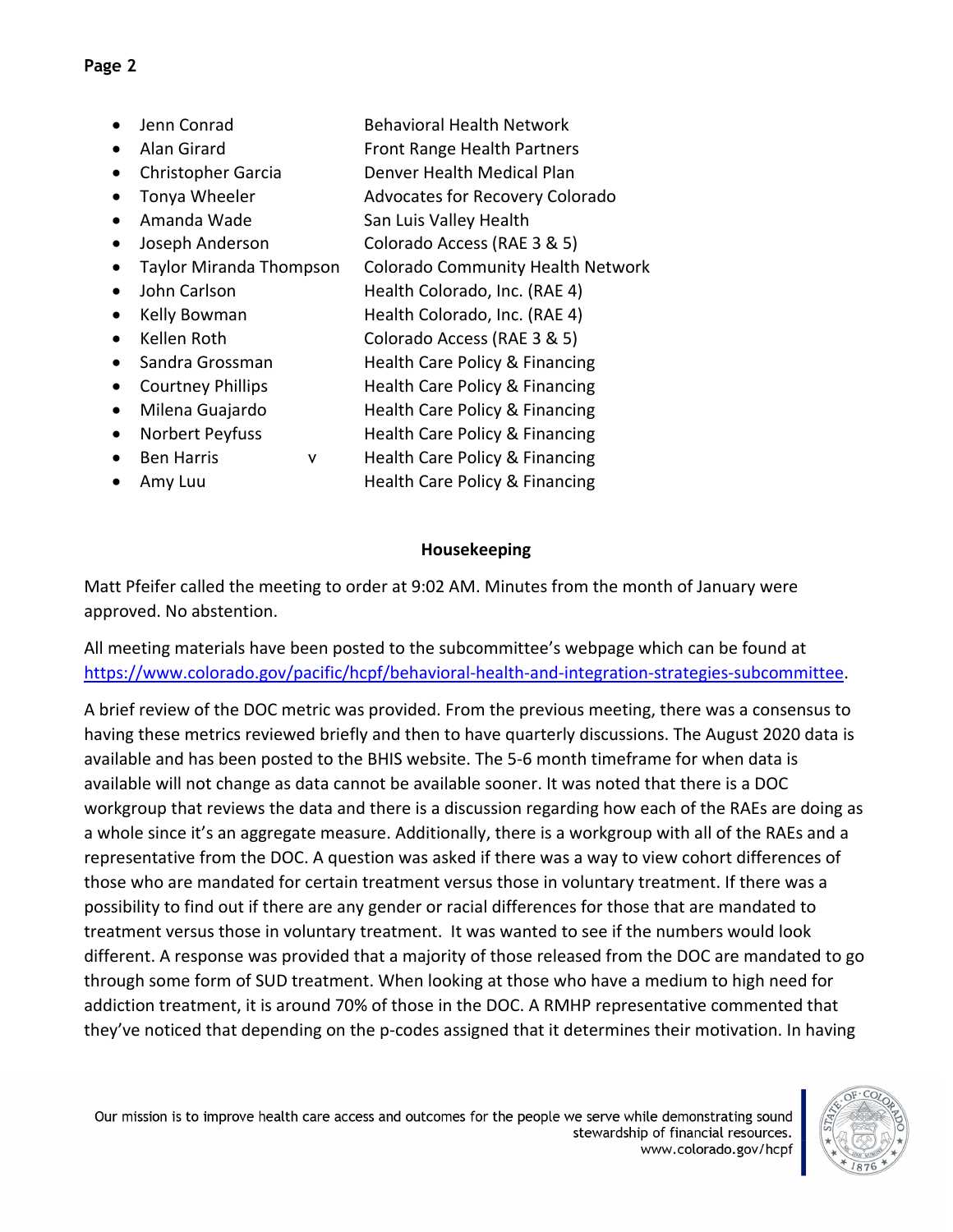- Jenn Conrad Behavioral Health Network
- Alan Girard Front Range Health Partners
- Christopher Garcia Denver Health Medical Plan
- Tonya Wheeler Advocates for Recovery Colorado
- Amanda Wade San Luis Valley Health
- Joseph Anderson Colorado Access (RAE 3 & 5)
- Taylor Miranda Thompson Colorado Community Health Network
- John Carlson Health Colorado, Inc. (RAE 4)
- Kelly Bowman Health Colorado, Inc. (RAE 4)
- Kellen Roth Colorado Access (RAE 3 & 5)
- Sandra Grossman Health Care Policy & Financing
- Courtney Phillips Health Care Policy & Financing
- Milena Guajardo Health Care Policy & Financing
- Norbert Peyfuss Health Care Policy & Financing
- Ben Harris v Health Care Policy & Financing
- Amy Luu Health Care Policy & Financing

## Housekeeping

Matt Pfeifer called the meeting to order at 9:02 AM. Minutes from the month of January were approved. No abstention.

All meeting materials have been posted to the subcommittee's webpage which can be found at https://www.colorado.gov/pacific/hcpf/behavioral-health-and-integration-strategies-subcommittee.

A brief review of the DOC metric was provided. From the previous meeting, there was a consensus to having these metrics reviewed briefly and then to have quarterly discussions. The August 2020 data is available and has been posted to the BHIS website. The 5-6 month timeframe for when data is available will not change as data cannot be available sooner. It was noted that there is a DOC workgroup that reviews the data and there is a discussion regarding how each of the RAEs are doing as a whole since it's an aggregate measure. Additionally, there is a workgroup with all of the RAEs and a representative from the DOC. A question was asked if there was a way to view cohort differences of those who are mandated for certain treatment versus those in voluntary treatment. If there was a possibility to find out if there are any gender or racial differences for those that are mandated to treatment versus those in voluntary treatment. It was wanted to see if the numbers would look different. A response was provided that a majority of those released from the DOC are mandated to go through some form of SUD treatment. When looking at those who have a medium to high need for addiction treatment, it is around 70% of those in the DOC. A RMHP representative commented that they've noticed that depending on the p-codes assigned that it determines their motivation. In having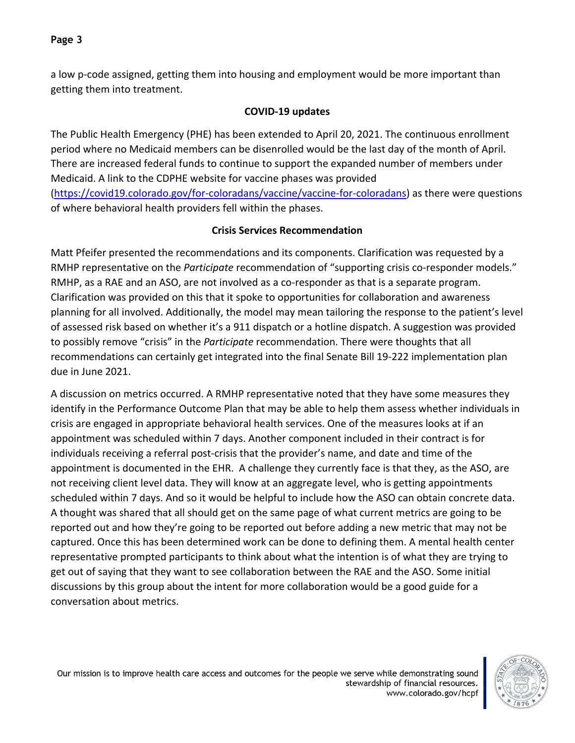a low p-code assigned, getting them into housing and employment would be more important than getting them into treatment.

## COVID-19 updates

The Public Health Emergency (PHE) has been extended to April 20, 2021. The continuous enrollment period where no Medicaid members can be disenrolled would be the last day of the month of April. There are increased federal funds to continue to support the expanded number of members under Medicaid. A link to the CDPHE website for vaccine phases was provided (https://covid19.colorado.gov/for-coloradans/vaccine/vaccine-for-coloradans) as there were questions of where behavioral health providers fell within the phases.

## Crisis Services Recommendation

Matt Pfeifer presented the recommendations and its components. Clarification was requested by a RMHP representative on the *Participate* recommendation of "supporting crisis co-responder models." RMHP, as a RAE and an ASO, are not involved as a co-responder as that is a separate program. Clarification was provided on this that it spoke to opportunities for collaboration and awareness planning for all involved. Additionally, the model may mean tailoring the response to the patient's level of assessed risk based on whether it's a 911 dispatch or a hotline dispatch. A suggestion was provided to possibly remove "crisis" in the *Participate* recommendation. There were thoughts that all recommendations can certainly get integrated into the final Senate Bill 19-222 implementation plan due in June 2021.

A discussion on metrics occurred. A RMHP representative noted that they have some measures they identify in the Performance Outcome Plan that may be able to help them assess whether individuals in crisis are engaged in appropriate behavioral health services. One of the measures looks at if an appointment was scheduled within 7 days. Another component included in their contract is for individuals receiving a referral post-crisis that the provider's name, and date and time of the appointment is documented in the EHR. A challenge they currently face is that they, as the ASO, are not receiving client level data. They will know at an aggregate level, who is getting appointments scheduled within 7 days. And so it would be helpful to include how the ASO can obtain concrete data. A thought was shared that all should get on the same page of what current metrics are going to be reported out and how they're going to be reported out before adding a new metric that may not be captured. Once this has been determined work can be done to defining them. A mental health center representative prompted participants to think about what the intention is of what they are trying to get out of saying that they want to see collaboration between the RAE and the ASO. Some initial discussions by this group about the intent for more collaboration would be a good guide for a conversation about metrics.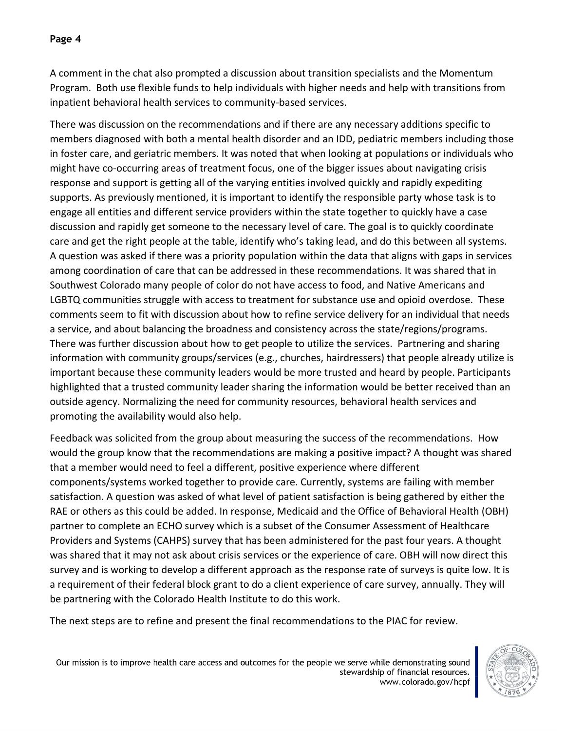A comment in the chat also prompted a discussion about transition specialists and the Momentum Program. Both use flexible funds to help individuals with higher needs and help with transitions from inpatient behavioral health services to community-based services.

There was discussion on the recommendations and if there are any necessary additions specific to members diagnosed with both a mental health disorder and an IDD, pediatric members including those in foster care, and geriatric members. It was noted that when looking at populations or individuals who might have co-occurring areas of treatment focus, one of the bigger issues about navigating crisis response and support is getting all of the varying entities involved quickly and rapidly expediting supports. As previously mentioned, it is important to identify the responsible party whose task is to engage all entities and different service providers within the state together to quickly have a case discussion and rapidly get someone to the necessary level of care. The goal is to quickly coordinate care and get the right people at the table, identify who's taking lead, and do this between all systems. A question was asked if there was a priority population within the data that aligns with gaps in services among coordination of care that can be addressed in these recommendations. It was shared that in Southwest Colorado many people of color do not have access to food, and Native Americans and LGBTQ communities struggle with access to treatment for substance use and opioid overdose. These comments seem to fit with discussion about how to refine service delivery for an individual that needs a service, and about balancing the broadness and consistency across the state/regions/programs. There was further discussion about how to get people to utilize the services. Partnering and sharing information with community groups/services (e.g., churches, hairdressers) that people already utilize is important because these community leaders would be more trusted and heard by people. Participants highlighted that a trusted community leader sharing the information would be better received than an outside agency. Normalizing the need for community resources, behavioral health services and promoting the availability would also help.

Feedback was solicited from the group about measuring the success of the recommendations. How would the group know that the recommendations are making a positive impact? A thought was shared that a member would need to feel a different, positive experience where different components/systems worked together to provide care. Currently, systems are failing with member satisfaction. A question was asked of what level of patient satisfaction is being gathered by either the RAE or others as this could be added. In response, Medicaid and the Office of Behavioral Health (OBH) partner to complete an ECHO survey which is a subset of the Consumer Assessment of Healthcare Providers and Systems (CAHPS) survey that has been administered for the past four years. A thought was shared that it may not ask about crisis services or the experience of care. OBH will now direct this survey and is working to develop a different approach as the response rate of surveys is quite low. It is a requirement of their federal block grant to do a client experience of care survey, annually. They will be partnering with the Colorado Health Institute to do this work.

The next steps are to refine and present the final recommendations to the PIAC for review.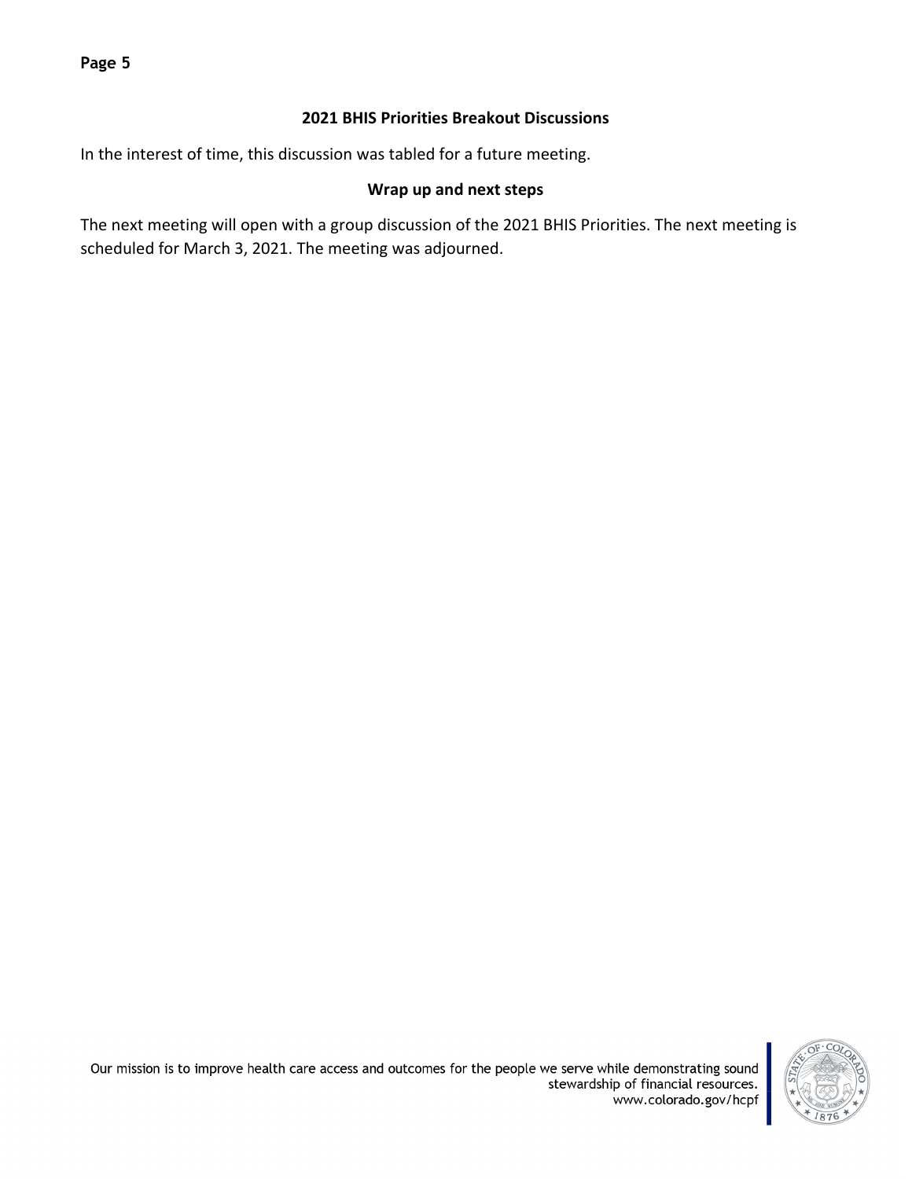## 2021 BHIS Priorities Breakout Discussions

In the interest of time, this discussion was tabled for a future meeting.

## Wrap up and next steps

The next meeting will open with a group discussion of the 2021 BHIS Priorities. The next meeting is scheduled for March 3, 2021. The meeting was adjourned.